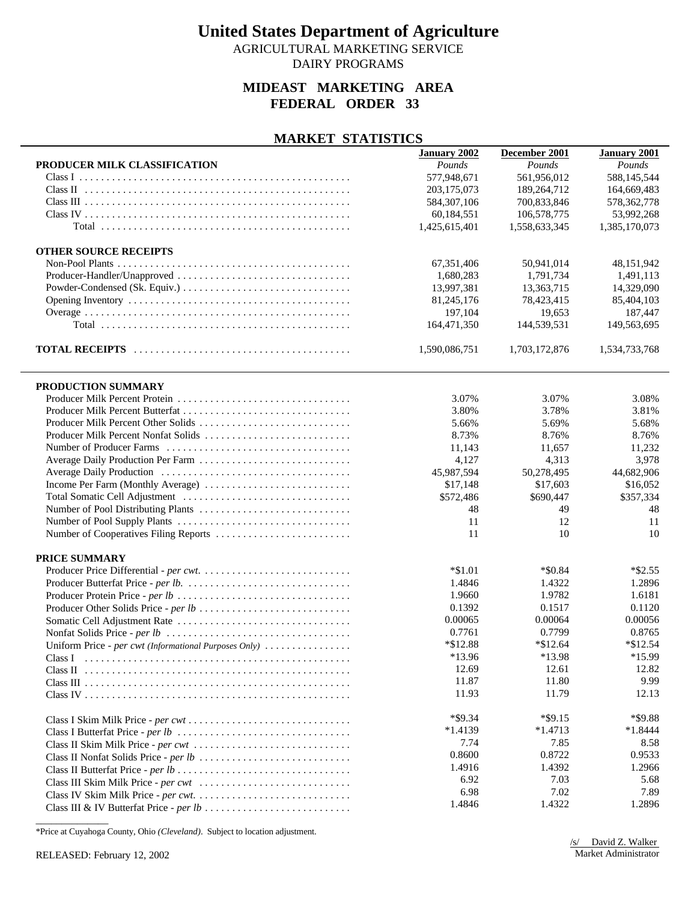# United States Department of Agriculture

AGRICULTURAL MARKETING SERVICE

DAIRY PROGRAMS

## MIDEAST MARKETING AREA
## FEDERAL ORDER 33

### MARKET STATISTICS

| | January 2002 | December 2001 | January 2001 |
|---|---|---|---|
| **PRODUCER MILK CLASSIFICATION** | *Pounds* | *Pounds* | *Pounds* |
| Class I | 577,948,671 | 561,956,012 | 588,145,544 |
| Class II | 203,175,073 | 189,264,712 | 164,669,483 |
| Class III | 584,307,106 | 700,833,846 | 578,362,778 |
| Class IV | 60,184,551 | 106,578,775 | 53,992,268 |
| Total | 1,425,615,401 | 1,558,633,345 | 1,385,170,073 |
| **OTHER SOURCE RECEIPTS** | | | |
| Non-Pool Plants | 67,351,406 | 50,941,014 | 48,151,942 |
| Producer-Handler/Unapproved | 1,680,283 | 1,791,734 | 1,491,113 |
| Powder-Condensed (Sk. Equiv.) | 13,997,381 | 13,363,715 | 14,329,090 |
| Opening Inventory | 81,245,176 | 78,423,415 | 85,404,103 |
| Overage | 197,104 | 19,653 | 187,447 |
| Total | 164,471,350 | 144,539,531 | 149,563,695 |
| **TOTAL RECEIPTS** | 1,590,086,751 | 1,703,172,876 | 1,534,733,768 |

| | January 2002 | December 2001 | January 2001 |
|---|---|---|---|
| **PRODUCTION SUMMARY** | | | |
| Producer Milk Percent Protein | 3.07% | 3.07% | 3.08% |
| Producer Milk Percent Butterfat | 3.80% | 3.78% | 3.81% |
| Producer Milk Percent Other Solids | 5.66% | 5.69% | 5.68% |
| Producer Milk Percent Nonfat Solids | 8.73% | 8.76% | 8.76% |
| Number of Producer Farms | 11,143 | 11,657 | 11,232 |
| Average Daily Production Per Farm | 4,127 | 4,313 | 3,978 |
| Average Daily Production | 45,987,594 | 50,278,495 | 44,682,906 |
| Income Per Farm (Monthly Average) | $17,148 | $17,603 | $16,052 |
| Total Somatic Cell Adjustment | $572,486 | $690,447 | $357,334 |
| Number of Pool Distributing Plants | 48 | 49 | 48 |
| Number of Pool Supply Plants | 11 | 12 | 11 |
| Number of Cooperatives Filing Reports | 11 | 10 | 10 |
| **PRICE SUMMARY** | | | |
| Producer Price Differential - *per cwt.* | *$1.01 | *$0.84 | *$2.55 |
| Producer Butterfat Price - *per lb.* | 1.4846 | 1.4322 | 1.2896 |
| Producer Protein Price - *per lb* | 1.9660 | 1.9782 | 1.6181 |
| Producer Other Solids Price - *per lb* | 0.1392 | 0.1517 | 0.1120 |
| Somatic Cell Adjustment Rate | 0.00065 | 0.00064 | 0.00056 |
| Nonfat Solids Price - *per lb* | 0.7761 | 0.7799 | 0.8765 |
| Uniform Price - *per cwt (Informational Purposes Only)* | *$12.88 | *$12.64 | *$12.54 |
| Class I | *13.96 | *13.98 | *15.99 |
| Class II | 12.69 | 12.61 | 12.82 |
| Class III | 11.87 | 11.80 | 9.99 |
| Class IV | 11.93 | 11.79 | 12.13 |
| Class I Skim Milk Price - *per cwt* | *$9.34 | *$9.15 | *$9.88 |
| Class I Butterfat Price - *per lb* | *1.4139 | *1.4713 | *1.8444 |
| Class II Skim Milk Price - *per cwt* | 7.74 | 7.85 | 8.58 |
| Class II Nonfat Solids Price - *per lb* | 0.8600 | 0.8722 | 0.9533 |
| Class II Butterfat Price - *per lb* | 1.4916 | 1.4392 | 1.2966 |
| Class III Skim Milk Price - *per cwt* | 6.92 | 7.03 | 5.68 |
| Class IV Skim Milk Price - *per cwt.* | 6.98 | 7.02 | 7.89 |
| Class III & IV Butterfat Price - *per lb* | 1.4846 | 1.4322 | 1.2896 |

*Price at Cuyahoga County, Ohio *(Cleveland)*. Subject to location adjustment.

RELEASED: February 12, 2002

/s/ David Z. Walker
Market Administrator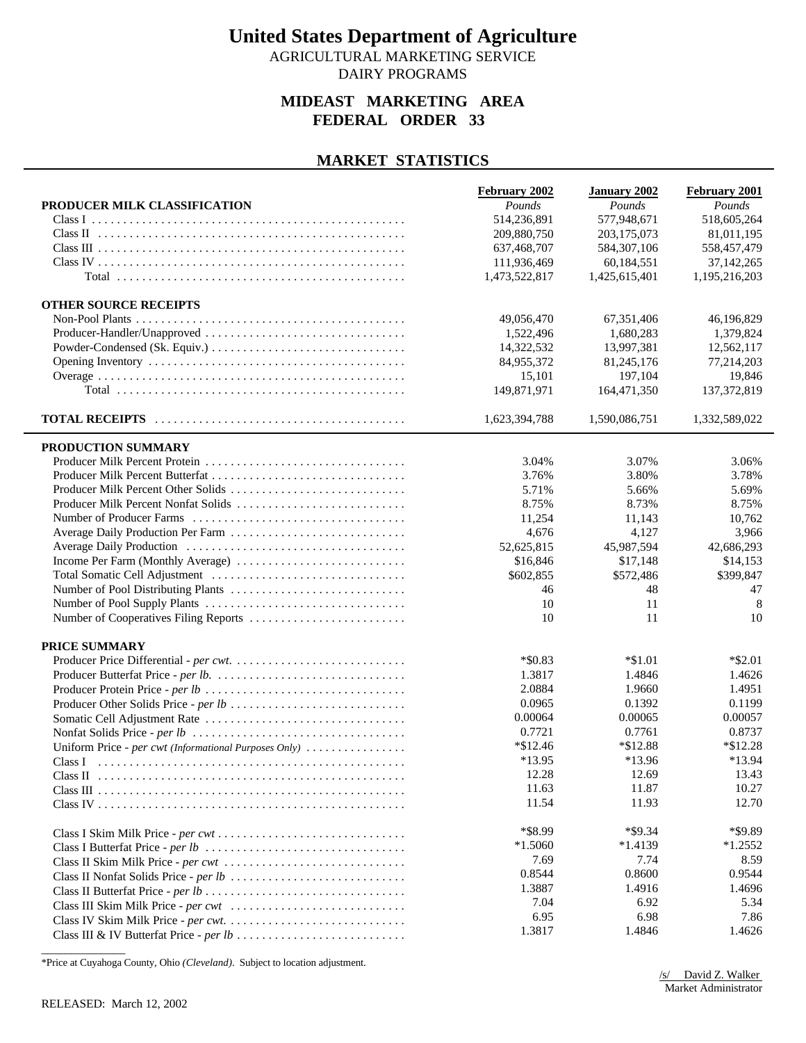# United States Department of Agriculture

AGRICULTURAL MARKETING SERVICE
DAIRY PROGRAMS

## MIDEAST MARKETING AREA
## FEDERAL ORDER 33

### MARKET STATISTICS

| | February 2002 | January 2002 | February 2001 |
|---|---|---|---|
| **PRODUCER MILK CLASSIFICATION** | *Pounds* | *Pounds* | *Pounds* |
| Class I | 514,236,891 | 577,948,671 | 518,605,264 |
| Class II | 209,880,750 | 203,175,073 | 81,011,195 |
| Class III | 637,468,707 | 584,307,106 | 558,457,479 |
| Class IV | 111,936,469 | 60,184,551 | 37,142,265 |
| Total | 1,473,522,817 | 1,425,615,401 | 1,195,216,203 |
| **OTHER SOURCE RECEIPTS** | | | |
| Non-Pool Plants | 49,056,470 | 67,351,406 | 46,196,829 |
| Producer-Handler/Unapproved | 1,522,496 | 1,680,283 | 1,379,824 |
| Powder-Condensed (Sk. Equiv.) | 14,322,532 | 13,997,381 | 12,562,117 |
| Opening Inventory | 84,955,372 | 81,245,176 | 77,214,203 |
| Overage | 15,101 | 197,104 | 19,846 |
| Total | 149,871,971 | 164,471,350 | 137,372,819 |
| **TOTAL RECEIPTS** | 1,623,394,788 | 1,590,086,751 | 1,332,589,022 |
| **PRODUCTION SUMMARY** | | | |
| Producer Milk Percent Protein | 3.04% | 3.07% | 3.06% |
| Producer Milk Percent Butterfat | 3.76% | 3.80% | 3.78% |
| Producer Milk Percent Other Solids | 5.71% | 5.66% | 5.69% |
| Producer Milk Percent Nonfat Solids | 8.75% | 8.73% | 8.75% |
| Number of Producer Farms | 11,254 | 11,143 | 10,762 |
| Average Daily Production Per Farm | 4,676 | 4,127 | 3,966 |
| Average Daily Production | 52,625,815 | 45,987,594 | 42,686,293 |
| Income Per Farm (Monthly Average) | $16,846 | $17,148 | $14,153 |
| Total Somatic Cell Adjustment | $602,855 | $572,486 | $399,847 |
| Number of Pool Distributing Plants | 46 | 48 | 47 |
| Number of Pool Supply Plants | 10 | 11 | 8 |
| Number of Cooperatives Filing Reports | 10 | 11 | 10 |
| **PRICE SUMMARY** | | | |
| Producer Price Differential - *per cwt.* | *$0.83 | *$1.01 | *$2.01 |
| Producer Butterfat Price - *per lb.* | 1.3817 | 1.4846 | 1.4626 |
| Producer Protein Price - *per lb* | 2.0884 | 1.9660 | 1.4951 |
| Producer Other Solids Price - *per lb* | 0.0965 | 0.1392 | 0.1199 |
| Somatic Cell Adjustment Rate | 0.00064 | 0.00065 | 0.00057 |
| Nonfat Solids Price - *per lb* | 0.7721 | 0.7761 | 0.8737 |
| Uniform Price - *per cwt (Informational Purposes Only)* | *$12.46 | *$12.88 | *$12.28 |
| Class I | *13.95 | *13.96 | *13.94 |
| Class II | 12.28 | 12.69 | 13.43 |
| Class III | 11.63 | 11.87 | 10.27 |
| Class IV | 11.54 | 11.93 | 12.70 |
| Class I Skim Milk Price - *per cwt* | *$8.99 | *$9.34 | *$9.89 |
| Class I Butterfat Price - *per lb* | *1.5060 | *1.4139 | *1.2552 |
| Class II Skim Milk Price - *per cwt* | 7.69 | 7.74 | 8.59 |
| Class II Nonfat Solids Price - *per lb* | 0.8544 | 0.8600 | 0.9544 |
| Class II Butterfat Price - *per lb* | 1.3887 | 1.4916 | 1.4696 |
| Class III Skim Milk Price - *per cwt* | 7.04 | 6.92 | 5.34 |
| Class IV Skim Milk Price - *per cwt.* | 6.95 | 6.98 | 7.86 |
| Class III & IV Butterfat Price - *per lb* | 1.3817 | 1.4846 | 1.4626 |

*Price at Cuyahoga County, Ohio *(Cleveland)*. Subject to location adjustment.

/s/ David Z. Walker
Market Administrator

RELEASED: March 12, 2002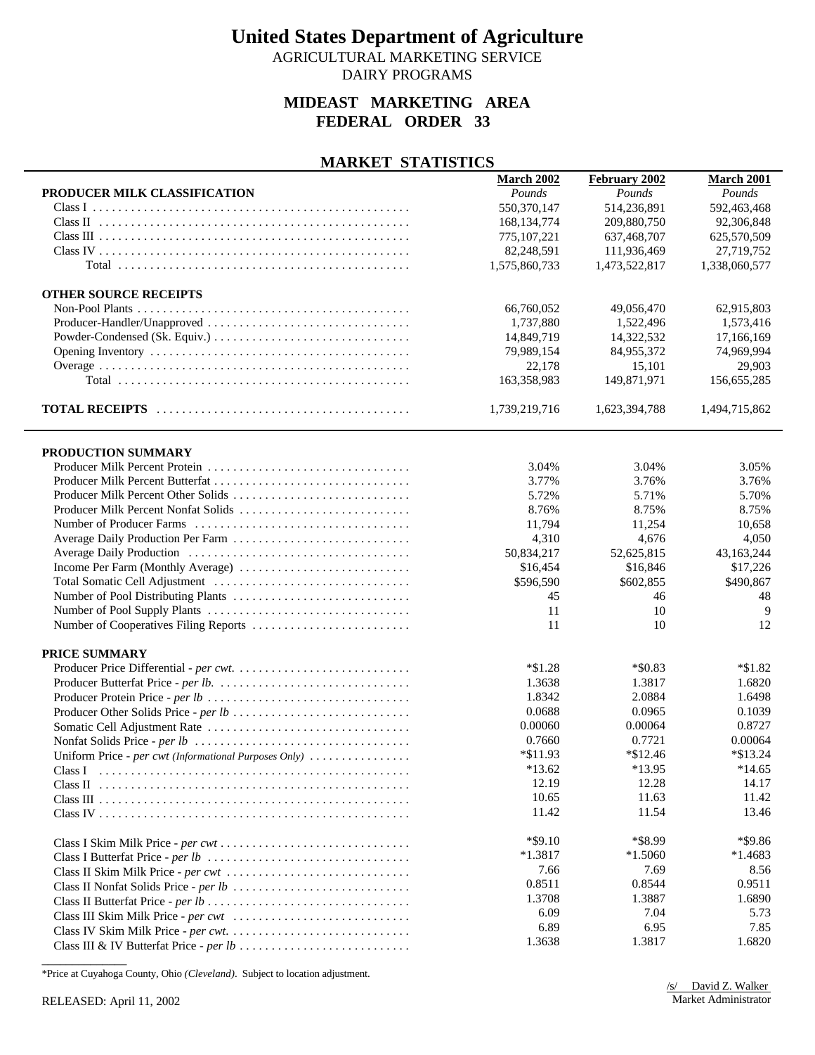# United States Department of Agriculture

AGRICULTURAL MARKETING SERVICE

DAIRY PROGRAMS

## MIDEAST MARKETING AREA
## FEDERAL ORDER 33

### MARKET STATISTICS

| | March 2002 | February 2002 | March 2001 |
|---|---|---|---|
| **PRODUCER MILK CLASSIFICATION** | *Pounds* | *Pounds* | *Pounds* |
| Class I | 550,370,147 | 514,236,891 | 592,463,468 |
| Class II | 168,134,774 | 209,880,750 | 92,306,848 |
| Class III | 775,107,221 | 637,468,707 | 625,570,509 |
| Class IV | 82,248,591 | 111,936,469 | 27,719,752 |
| Total | 1,575,860,733 | 1,473,522,817 | 1,338,060,577 |
| **OTHER SOURCE RECEIPTS** | | | |
| Non-Pool Plants | 66,760,052 | 49,056,470 | 62,915,803 |
| Producer-Handler/Unapproved | 1,737,880 | 1,522,496 | 1,573,416 |
| Powder-Condensed (Sk. Equiv.) | 14,849,719 | 14,322,532 | 17,166,169 |
| Opening Inventory | 79,989,154 | 84,955,372 | 74,969,994 |
| Overage | 22,178 | 15,101 | 29,903 |
| Total | 163,358,983 | 149,871,971 | 156,655,285 |
| **TOTAL RECEIPTS** | 1,739,219,716 | 1,623,394,788 | 1,494,715,862 |

| | March 2002 | February 2002 | March 2001 |
|---|---|---|---|
| **PRODUCTION SUMMARY** | | | |
| Producer Milk Percent Protein | 3.04% | 3.04% | 3.05% |
| Producer Milk Percent Butterfat | 3.77% | 3.76% | 3.76% |
| Producer Milk Percent Other Solids | 5.72% | 5.71% | 5.70% |
| Producer Milk Percent Nonfat Solids | 8.76% | 8.75% | 8.75% |
| Number of Producer Farms | 11,794 | 11,254 | 10,658 |
| Average Daily Production Per Farm | 4,310 | 4,676 | 4,050 |
| Average Daily Production | 50,834,217 | 52,625,815 | 43,163,244 |
| Income Per Farm (Monthly Average) | $16,454 | $16,846 | $17,226 |
| Total Somatic Cell Adjustment | $596,590 | $602,855 | $490,867 |
| Number of Pool Distributing Plants | 45 | 46 | 48 |
| Number of Pool Supply Plants | 11 | 10 | 9 |
| Number of Cooperatives Filing Reports | 11 | 10 | 12 |
| **PRICE SUMMARY** | | | |
| Producer Price Differential - *per cwt.* | *$1.28 | *$0.83 | *$1.82 |
| Producer Butterfat Price - *per lb.* | 1.3638 | 1.3817 | 1.6820 |
| Producer Protein Price - *per lb* | 1.8342 | 2.0884 | 1.6498 |
| Producer Other Solids Price - *per lb* | 0.0688 | 0.0965 | 0.1039 |
| Somatic Cell Adjustment Rate | 0.00060 | 0.00064 | 0.8727 |
| Nonfat Solids Price - *per lb* | 0.7660 | 0.7721 | 0.00064 |
| Uniform Price - *per cwt (Informational Purposes Only)* | *$11.93 | *$12.46 | *$13.24 |
| Class I | *13.62 | *13.95 | *14.65 |
| Class II | 12.19 | 12.28 | 14.17 |
| Class III | 10.65 | 11.63 | 11.42 |
| Class IV | 11.42 | 11.54 | 13.46 |
| Class I Skim Milk Price - *per cwt* | *$9.10 | *$8.99 | *$9.86 |
| Class I Butterfat Price - *per lb* | *1.3817 | *1.5060 | *1.4683 |
| Class II Skim Milk Price - *per cwt* | 7.66 | 7.69 | 8.56 |
| Class II Nonfat Solids Price - *per lb* | 0.8511 | 0.8544 | 0.9511 |
| Class II Butterfat Price - *per lb* | 1.3708 | 1.3887 | 1.6890 |
| Class III Skim Milk Price - *per cwt* | 6.09 | 7.04 | 5.73 |
| Class IV Skim Milk Price - *per cwt.* | 6.89 | 6.95 | 7.85 |
| Class III & IV Butterfat Price - *per lb* | 1.3638 | 1.3817 | 1.6820 |

*Price at Cuyahoga County, Ohio *(Cleveland)*. Subject to location adjustment.

RELEASED: April 11, 2002

/s/ David Z. Walker
Market Administrator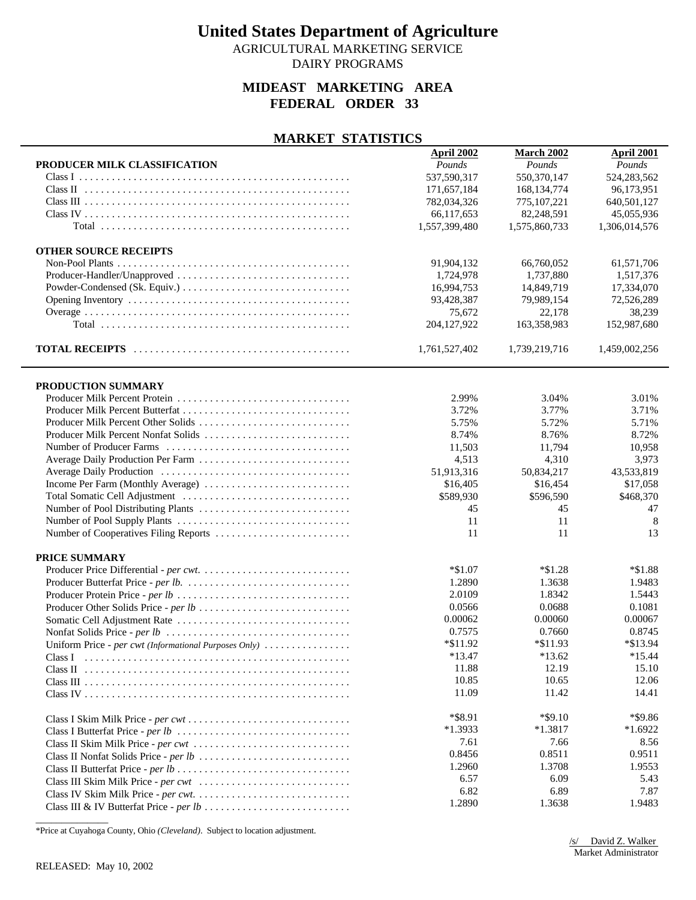# United States Department of Agriculture

AGRICULTURAL MARKETING SERVICE

DAIRY PROGRAMS

## MIDEAST MARKETING AREA
## FEDERAL ORDER 33

### MARKET STATISTICS

| | April 2002 | March 2002 | April 2001 |
|---|---|---|---|
| **PRODUCER MILK CLASSIFICATION** | *Pounds* | *Pounds* | *Pounds* |
| Class I | 537,590,317 | 550,370,147 | 524,283,562 |
| Class II | 171,657,184 | 168,134,774 | 96,173,951 |
| Class III | 782,034,326 | 775,107,221 | 640,501,127 |
| Class IV | 66,117,653 | 82,248,591 | 45,055,936 |
| Total | 1,557,399,480 | 1,575,860,733 | 1,306,014,576 |
| **OTHER SOURCE RECEIPTS** | | | |
| Non-Pool Plants | 91,904,132 | 66,760,052 | 61,571,706 |
| Producer-Handler/Unapproved | 1,724,978 | 1,737,880 | 1,517,376 |
| Powder-Condensed (Sk. Equiv.) | 16,994,753 | 14,849,719 | 17,334,070 |
| Opening Inventory | 93,428,387 | 79,989,154 | 72,526,289 |
| Overage | 75,672 | 22,178 | 38,239 |
| Total | 204,127,922 | 163,358,983 | 152,987,680 |
| **TOTAL RECEIPTS** | 1,761,527,402 | 1,739,219,716 | 1,459,002,256 |

| | April 2002 | March 2002 | April 2001 |
|---|---|---|---|
| **PRODUCTION SUMMARY** | | | |
| Producer Milk Percent Protein | 2.99% | 3.04% | 3.01% |
| Producer Milk Percent Butterfat | 3.72% | 3.77% | 3.71% |
| Producer Milk Percent Other Solids | 5.75% | 5.72% | 5.71% |
| Producer Milk Percent Nonfat Solids | 8.74% | 8.76% | 8.72% |
| Number of Producer Farms | 11,503 | 11,794 | 10,958 |
| Average Daily Production Per Farm | 4,513 | 4,310 | 3,973 |
| Average Daily Production | 51,913,316 | 50,834,217 | 43,533,819 |
| Income Per Farm (Monthly Average) | $16,405 | $16,454 | $17,058 |
| Total Somatic Cell Adjustment | $589,930 | $596,590 | $468,370 |
| Number of Pool Distributing Plants | 45 | 45 | 47 |
| Number of Pool Supply Plants | 11 | 11 | 8 |
| Number of Cooperatives Filing Reports | 11 | 11 | 13 |
| **PRICE SUMMARY** | | | |
| Producer Price Differential - *per cwt.* | *$1.07 | *$1.28 | *$1.88 |
| Producer Butterfat Price - *per lb.* | 1.2890 | 1.3638 | 1.9483 |
| Producer Protein Price - *per lb* | 2.0109 | 1.8342 | 1.5443 |
| Producer Other Solids Price - *per lb* | 0.0566 | 0.0688 | 0.1081 |
| Somatic Cell Adjustment Rate | 0.00062 | 0.00060 | 0.00067 |
| Nonfat Solids Price - *per lb* | 0.7575 | 0.7660 | 0.8745 |
| Uniform Price - *per cwt (Informational Purposes Only)* | *$11.92 | *$11.93 | *$13.94 |
| Class I | *13.47 | *13.62 | *15.44 |
| Class II | 11.88 | 12.19 | 15.10 |
| Class III | 10.85 | 10.65 | 12.06 |
| Class IV | 11.09 | 11.42 | 14.41 |
| Class I Skim Milk Price - *per cwt* | *$8.91 | *$9.10 | *$9.86 |
| Class I Butterfat Price - *per lb* | *1.3933 | *1.3817 | *1.6922 |
| Class II Skim Milk Price - *per cwt* | 7.61 | 7.66 | 8.56 |
| Class II Nonfat Solids Price - *per lb* | 0.8456 | 0.8511 | 0.9511 |
| Class II Butterfat Price - *per lb* | 1.2960 | 1.3708 | 1.9553 |
| Class III Skim Milk Price - *per cwt* | 6.57 | 6.09 | 5.43 |
| Class IV Skim Milk Price - *per cwt.* | 6.82 | 6.89 | 7.87 |
| Class III & IV Butterfat Price - *per lb* | 1.2890 | 1.3638 | 1.9483 |

*Price at Cuyahoga County, Ohio *(Cleveland)*. Subject to location adjustment.

/s/ David Z. Walker
Market Administrator

RELEASED: May 10, 2002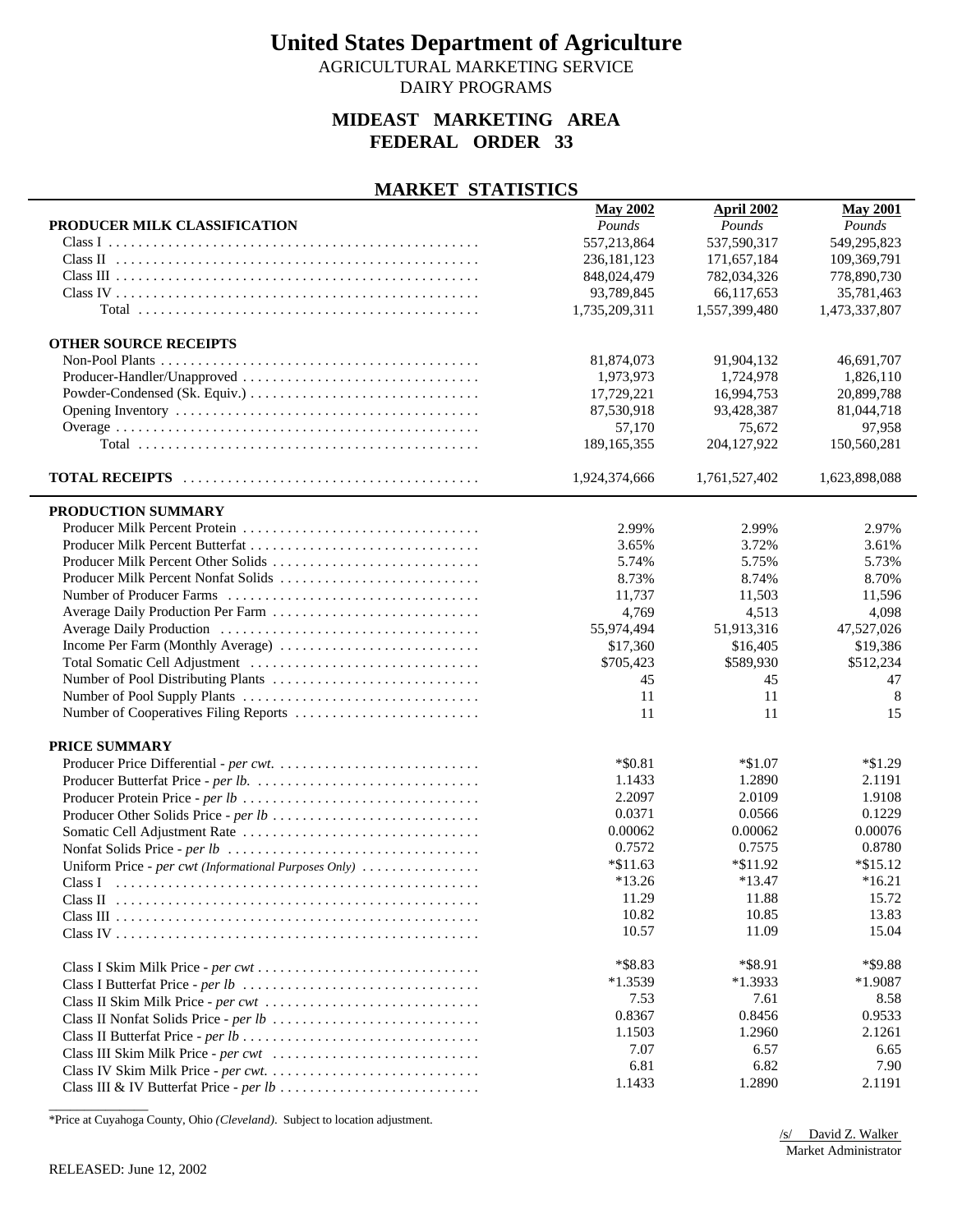# United States Department of Agriculture

AGRICULTURAL MARKETING SERVICE

DAIRY PROGRAMS

## MIDEAST MARKETING AREA
## FEDERAL ORDER 33

### MARKET STATISTICS

| | May 2002 | April 2002 | May 2001 |
|---|---|---|---|
| **PRODUCER MILK CLASSIFICATION** | *Pounds* | *Pounds* | *Pounds* |
| Class I | 557,213,864 | 537,590,317 | 549,295,823 |
| Class II | 236,181,123 | 171,657,184 | 109,369,791 |
| Class III | 848,024,479 | 782,034,326 | 778,890,730 |
| Class IV | 93,789,845 | 66,117,653 | 35,781,463 |
| Total | 1,735,209,311 | 1,557,399,480 | 1,473,337,807 |
| **OTHER SOURCE RECEIPTS** | | | |
| Non-Pool Plants | 81,874,073 | 91,904,132 | 46,691,707 |
| Producer-Handler/Unapproved | 1,973,973 | 1,724,978 | 1,826,110 |
| Powder-Condensed (Sk. Equiv.) | 17,729,221 | 16,994,753 | 20,899,788 |
| Opening Inventory | 87,530,918 | 93,428,387 | 81,044,718 |
| Overage | 57,170 | 75,672 | 97,958 |
| Total | 189,165,355 | 204,127,922 | 150,560,281 |
| **TOTAL RECEIPTS** | 1,924,374,666 | 1,761,527,402 | 1,623,898,088 |
| **PRODUCTION SUMMARY** | | | |
| Producer Milk Percent Protein | 2.99% | 2.99% | 2.97% |
| Producer Milk Percent Butterfat | 3.65% | 3.72% | 3.61% |
| Producer Milk Percent Other Solids | 5.74% | 5.75% | 5.73% |
| Producer Milk Percent Nonfat Solids | 8.73% | 8.74% | 8.70% |
| Number of Producer Farms | 11,737 | 11,503 | 11,596 |
| Average Daily Production Per Farm | 4,769 | 4,513 | 4,098 |
| Average Daily Production | 55,974,494 | 51,913,316 | 47,527,026 |
| Income Per Farm (Monthly Average) | $17,360 | $16,405 | $19,386 |
| Total Somatic Cell Adjustment | $705,423 | $589,930 | $512,234 |
| Number of Pool Distributing Plants | 45 | 45 | 47 |
| Number of Pool Supply Plants | 11 | 11 | 8 |
| Number of Cooperatives Filing Reports | 11 | 11 | 15 |
| **PRICE SUMMARY** | | | |
| Producer Price Differential - *per cwt.* | *$0.81 | *$1.07 | *$1.29 |
| Producer Butterfat Price - *per lb.* | 1.1433 | 1.2890 | 2.1191 |
| Producer Protein Price - *per lb* | 2.2097 | 2.0109 | 1.9108 |
| Producer Other Solids Price - *per lb* | 0.0371 | 0.0566 | 0.1229 |
| Somatic Cell Adjustment Rate | 0.00062 | 0.00062 | 0.00076 |
| Nonfat Solids Price - *per lb* | 0.7572 | 0.7575 | 0.8780 |
| Uniform Price - *per cwt (Informational Purposes Only)* | *$11.63 | *$11.92 | *$15.12 |
| Class I | *13.26 | *13.47 | *16.21 |
| Class II | 11.29 | 11.88 | 15.72 |
| Class III | 10.82 | 10.85 | 13.83 |
| Class IV | 10.57 | 11.09 | 15.04 |
| Class I Skim Milk Price - *per cwt* | *$8.83 | *$8.91 | *$9.88 |
| Class I Butterfat Price - *per lb* | *1.3539 | *1.3933 | *1.9087 |
| Class II Skim Milk Price - *per cwt* | 7.53 | 7.61 | 8.58 |
| Class II Nonfat Solids Price - *per lb* | 0.8367 | 0.8456 | 0.9533 |
| Class II Butterfat Price - *per lb* | 1.1503 | 1.2960 | 2.1261 |
| Class III Skim Milk Price - *per cwt* | 7.07 | 6.57 | 6.65 |
| Class IV Skim Milk Price - *per cwt.* | 6.81 | 6.82 | 7.90 |
| Class III & IV Butterfat Price - *per lb* | 1.1433 | 1.2890 | 2.1191 |

*Price at Cuyahoga County, Ohio *(Cleveland)*. Subject to location adjustment.

/s/ David Z. Walker
Market Administrator

RELEASED: June 12, 2002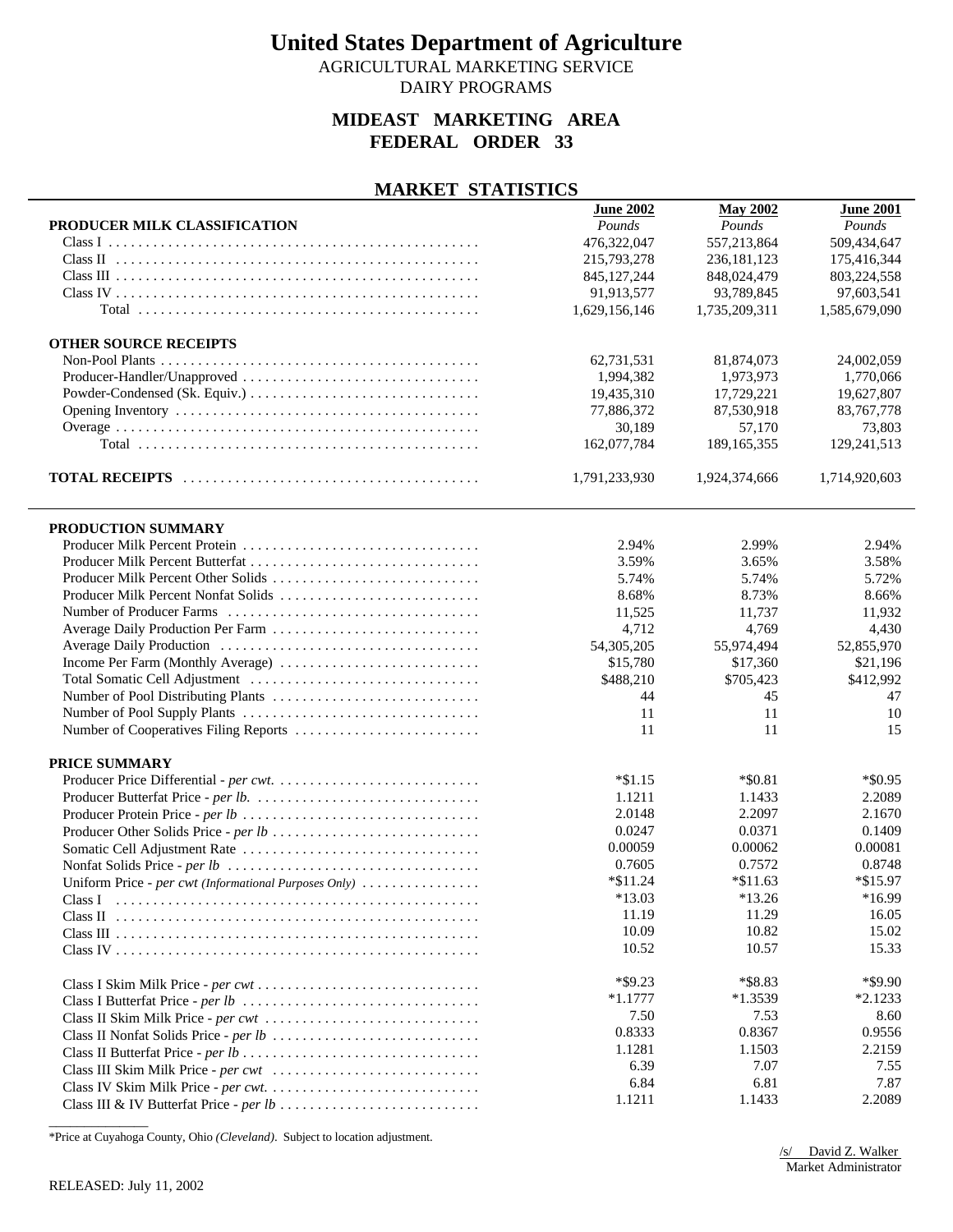# United States Department of Agriculture

AGRICULTURAL MARKETING SERVICE

DAIRY PROGRAMS

## MIDEAST MARKETING AREA
## FEDERAL ORDER 33

### MARKET STATISTICS

| | June 2002 | May 2002 | June 2001 |
|---|---|---|---|
| **PRODUCER MILK CLASSIFICATION** | *Pounds* | *Pounds* | *Pounds* |
| Class I | 476,322,047 | 557,213,864 | 509,434,647 |
| Class II | 215,793,278 | 236,181,123 | 175,416,344 |
| Class III | 845,127,244 | 848,024,479 | 803,224,558 |
| Class IV | 91,913,577 | 93,789,845 | 97,603,541 |
| Total | 1,629,156,146 | 1,735,209,311 | 1,585,679,090 |
| **OTHER SOURCE RECEIPTS** | | | |
| Non-Pool Plants | 62,731,531 | 81,874,073 | 24,002,059 |
| Producer-Handler/Unapproved | 1,994,382 | 1,973,973 | 1,770,066 |
| Powder-Condensed (Sk. Equiv.) | 19,435,310 | 17,729,221 | 19,627,807 |
| Opening Inventory | 77,886,372 | 87,530,918 | 83,767,778 |
| Overage | 30,189 | 57,170 | 73,803 |
| Total | 162,077,784 | 189,165,355 | 129,241,513 |
| **TOTAL RECEIPTS** | 1,791,233,930 | 1,924,374,666 | 1,714,920,603 |
| **PRODUCTION SUMMARY** | | | |
| Producer Milk Percent Protein | 2.94% | 2.99% | 2.94% |
| Producer Milk Percent Butterfat | 3.59% | 3.65% | 3.58% |
| Producer Milk Percent Other Solids | 5.74% | 5.74% | 5.72% |
| Producer Milk Percent Nonfat Solids | 8.68% | 8.73% | 8.66% |
| Number of Producer Farms | 11,525 | 11,737 | 11,932 |
| Average Daily Production Per Farm | 4,712 | 4,769 | 4,430 |
| Average Daily Production | 54,305,205 | 55,974,494 | 52,855,970 |
| Income Per Farm (Monthly Average) | $15,780 | $17,360 | $21,196 |
| Total Somatic Cell Adjustment | $488,210 | $705,423 | $412,992 |
| Number of Pool Distributing Plants | 44 | 45 | 47 |
| Number of Pool Supply Plants | 11 | 11 | 10 |
| Number of Cooperatives Filing Reports | 11 | 11 | 15 |
| **PRICE SUMMARY** | | | |
| Producer Price Differential - *per cwt.* | *$1.15 | *$0.81 | *$0.95 |
| Producer Butterfat Price - *per lb.* | 1.1211 | 1.1433 | 2.2089 |
| Producer Protein Price - *per lb* | 2.0148 | 2.2097 | 2.1670 |
| Producer Other Solids Price - *per lb* | 0.0247 | 0.0371 | 0.1409 |
| Somatic Cell Adjustment Rate | 0.00059 | 0.00062 | 0.00081 |
| Nonfat Solids Price - *per lb* | 0.7605 | 0.7572 | 0.8748 |
| Uniform Price - *per cwt (Informational Purposes Only)* | *$11.24 | *$11.63 | *$15.97 |
| Class I | *13.03 | *13.26 | *16.99 |
| Class II | 11.19 | 11.29 | 16.05 |
| Class III | 10.09 | 10.82 | 15.02 |
| Class IV | 10.52 | 10.57 | 15.33 |
| Class I Skim Milk Price - *per cwt* | *$9.23 | *$8.83 | *$9.90 |
| Class I Butterfat Price - *per lb* | *1.1777 | *1.3539 | *2.1233 |
| Class II Skim Milk Price - *per cwt* | 7.50 | 7.53 | 8.60 |
| Class II Nonfat Solids Price - *per lb* | 0.8333 | 0.8367 | 0.9556 |
| Class II Butterfat Price - *per lb* | 1.1281 | 1.1503 | 2.2159 |
| Class III Skim Milk Price - *per cwt* | 6.39 | 7.07 | 7.55 |
| Class IV Skim Milk Price - *per cwt.* | 6.84 | 6.81 | 7.87 |
| Class III & IV Butterfat Price - *per lb* | 1.1211 | 1.1433 | 2.2089 |

*Price at Cuyahoga County, Ohio *(Cleveland)*. Subject to location adjustment.

/s/ David Z. Walker
Market Administrator

RELEASED: July 11, 2002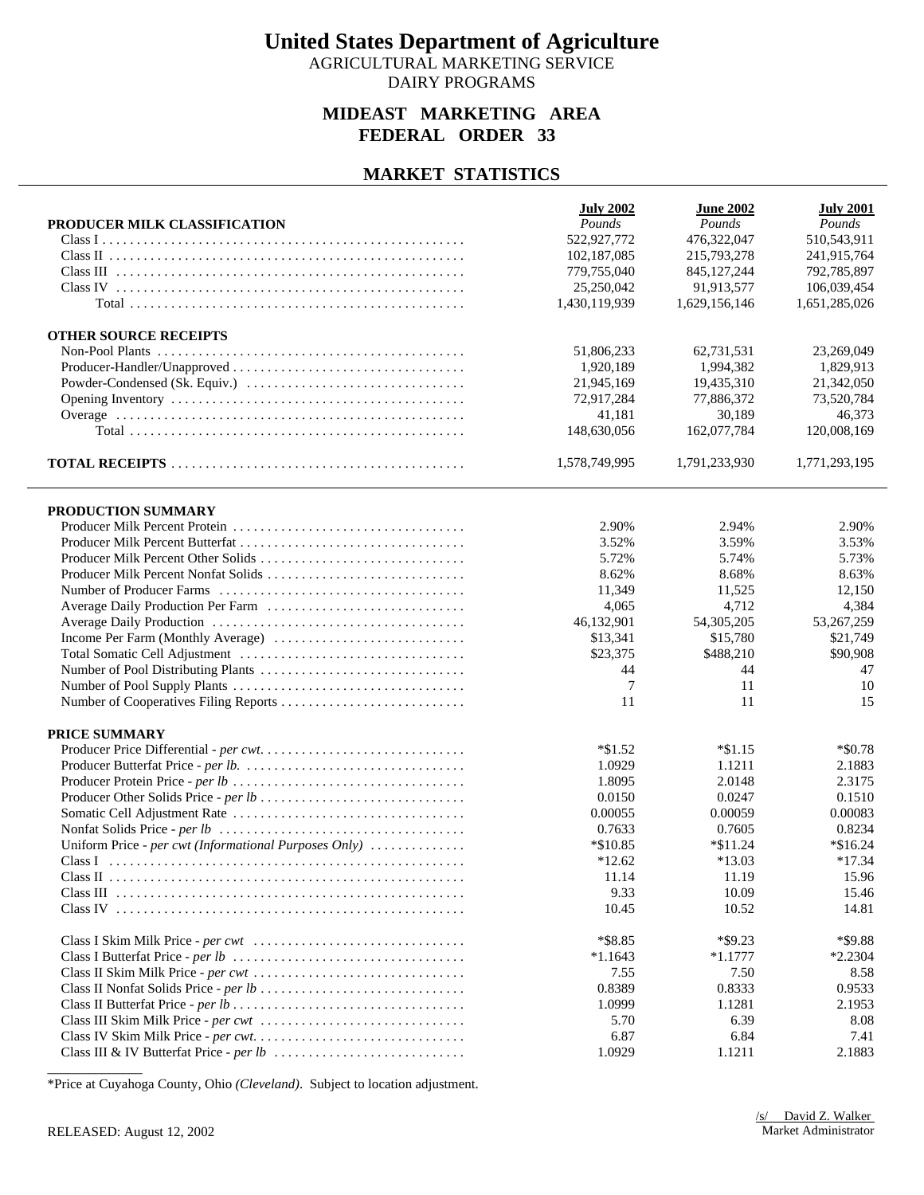# United States Department of Agriculture

AGRICULTURAL MARKETING SERVICE
DAIRY PROGRAMS

## MIDEAST MARKETING AREA
## FEDERAL ORDER 33

## MARKET STATISTICS

| PRODUCER MILK CLASSIFICATION | July 2002 *Pounds* | June 2002 *Pounds* | July 2001 *Pounds* |
|---|---|---|---|
| Class I | 522,927,772 | 476,322,047 | 510,543,911 |
| Class II | 102,187,085 | 215,793,278 | 241,915,764 |
| Class III | 779,755,040 | 845,127,244 | 792,785,897 |
| Class IV | 25,250,042 | 91,913,577 | 106,039,454 |
| Total | 1,430,119,939 | 1,629,156,146 | 1,651,285,026 |
| **OTHER SOURCE RECEIPTS** | | | |
| Non-Pool Plants | 51,806,233 | 62,731,531 | 23,269,049 |
| Producer-Handler/Unapproved | 1,920,189 | 1,994,382 | 1,829,913 |
| Powder-Condensed (Sk. Equiv.) | 21,945,169 | 19,435,310 | 21,342,050 |
| Opening Inventory | 72,917,284 | 77,886,372 | 73,520,784 |
| Overage | 41,181 | 30,189 | 46,373 |
| Total | 148,630,056 | 162,077,784 | 120,008,169 |
| **TOTAL RECEIPTS** | 1,578,749,995 | 1,791,233,930 | 1,771,293,195 |

| PRODUCTION SUMMARY | July 2002 | June 2002 | July 2001 |
|---|---|---|---|
| Producer Milk Percent Protein | 2.90% | 2.94% | 2.90% |
| Producer Milk Percent Butterfat | 3.52% | 3.59% | 3.53% |
| Producer Milk Percent Other Solids | 5.72% | 5.74% | 5.73% |
| Producer Milk Percent Nonfat Solids | 8.62% | 8.68% | 8.63% |
| Number of Producer Farms | 11,349 | 11,525 | 12,150 |
| Average Daily Production Per Farm | 4,065 | 4,712 | 4,384 |
| Average Daily Production | 46,132,901 | 54,305,205 | 53,267,259 |
| Income Per Farm (Monthly Average) | $13,341 | $15,780 | $21,749 |
| Total Somatic Cell Adjustment | $23,375 | $488,210 | $90,908 |
| Number of Pool Distributing Plants | 44 | 44 | 47 |
| Number of Pool Supply Plants | 7 | 11 | 10 |
| Number of Cooperatives Filing Reports | 11 | 11 | 15 |
| **PRICE SUMMARY** | | | |
| Producer Price Differential - *per cwt.* | *$1.52 | *$1.15 | *$0.78 |
| Producer Butterfat Price - *per lb.* | 1.0929 | 1.1211 | 2.1883 |
| Producer Protein Price - *per lb* | 1.8095 | 2.0148 | 2.3175 |
| Producer Other Solids Price - *per lb* | 0.0150 | 0.0247 | 0.1510 |
| Somatic Cell Adjustment Rate | 0.00055 | 0.00059 | 0.00083 |
| Nonfat Solids Price - *per lb* | 0.7633 | 0.7605 | 0.8234 |
| Uniform Price - *per cwt (Informational Purposes Only)* | *$10.85 | *$11.24 | *$16.24 |
| Class I | *12.62 | *13.03 | *17.34 |
| Class II | 11.14 | 11.19 | 15.96 |
| Class III | 9.33 | 10.09 | 15.46 |
| Class IV | 10.45 | 10.52 | 14.81 |
| Class I Skim Milk Price - *per cwt* | *$8.85 | *$9.23 | *$9.88 |
| Class I Butterfat Price - *per lb* | *1.1643 | *1.1777 | *2.2304 |
| Class II Skim Milk Price - *per cwt* | 7.55 | 7.50 | 8.58 |
| Class II Nonfat Solids Price - *per lb* | 0.8389 | 0.8333 | 0.9533 |
| Class II Butterfat Price - *per lb* | 1.0999 | 1.1281 | 2.1953 |
| Class III Skim Milk Price - *per cwt* | 5.70 | 6.39 | 8.08 |
| Class IV Skim Milk Price - *per cwt.* | 6.87 | 6.84 | 7.41 |
| Class III & IV Butterfat Price - *per lb* | 1.0929 | 1.1211 | 2.1883 |

*Price at Cuyahoga County, Ohio *(Cleveland)*. Subject to location adjustment.

RELEASED: August 12, 2002

/s/ David Z. Walker
Market Administrator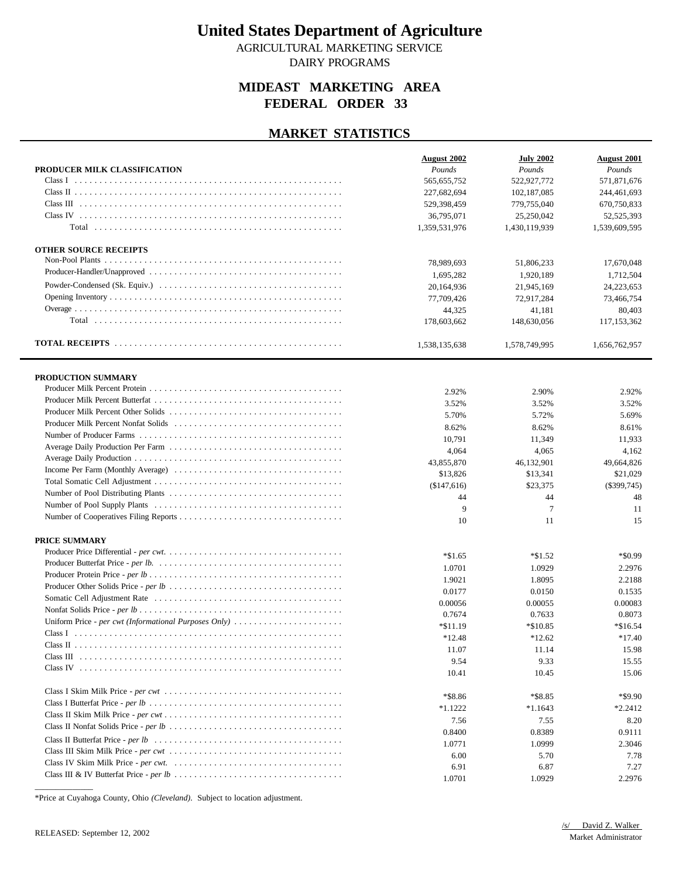# United States Department of Agriculture

AGRICULTURAL MARKETING SERVICE

DAIRY PROGRAMS

## MIDEAST MARKETING AREA
## FEDERAL ORDER 33

## MARKET STATISTICS

| PRODUCER MILK CLASSIFICATION | August 2002 | July 2002 | August 2001 |
|---|---|---|---|
| | *Pounds* | *Pounds* | *Pounds* |
| Class I | 565,655,752 | 522,927,772 | 571,871,676 |
| Class II | 227,682,694 | 102,187,085 | 244,461,693 |
| Class III | 529,398,459 | 779,755,040 | 670,750,833 |
| Class IV | 36,795,071 | 25,250,042 | 52,525,393 |
| Total | 1,359,531,976 | 1,430,119,939 | 1,539,609,595 |
| **OTHER SOURCE RECEIPTS** | | | |
| Non-Pool Plants | 78,989,693 | 51,806,233 | 17,670,048 |
| Producer-Handler/Unapproved | 1,695,282 | 1,920,189 | 1,712,504 |
| Powder-Condensed (Sk. Equiv.) | 20,164,936 | 21,945,169 | 24,223,653 |
| Opening Inventory | 77,709,426 | 72,917,284 | 73,466,754 |
| Overage | 44,325 | 41,181 | 80,403 |
| Total | 178,603,662 | 148,630,056 | 117,153,362 |
| **TOTAL RECEIPTS** | 1,538,135,638 | 1,578,749,995 | 1,656,762,957 |

| PRODUCTION SUMMARY | August 2002 | July 2002 | August 2001 |
|---|---|---|---|
| Producer Milk Percent Protein | 2.92% | 2.90% | 2.92% |
| Producer Milk Percent Butterfat | 3.52% | 3.52% | 3.52% |
| Producer Milk Percent Other Solids | 5.70% | 5.72% | 5.69% |
| Producer Milk Percent Nonfat Solids | 8.62% | 8.62% | 8.61% |
| Number of Producer Farms | 10,791 | 11,349 | 11,933 |
| Average Daily Production Per Farm | 4,064 | 4,065 | 4,162 |
| Average Daily Production | 43,855,870 | 46,132,901 | 49,664,826 |
| Income Per Farm (Monthly Average) | $13,826 | $13,341 | $21,029 |
| Total Somatic Cell Adjustment | ($147,616) | $23,375 | ($399,745) |
| Number of Pool Distributing Plants | 44 | 44 | 48 |
| Number of Pool Supply Plants | 9 | 7 | 11 |
| Number of Cooperatives Filing Reports | 10 | 11 | 15 |
| **PRICE SUMMARY** | | | |
| Producer Price Differential - *per cwt.* | *$1.65 | *$1.52 | *$0.99 |
| Producer Butterfat Price - *per lb.* | 1.0701 | 1.0929 | 2.2976 |
| Producer Protein Price - *per lb* | 1.9021 | 1.8095 | 2.2188 |
| Producer Other Solids Price - *per lb* | 0.0177 | 0.0150 | 0.1535 |
| Somatic Cell Adjustment Rate | 0.00056 | 0.00055 | 0.00083 |
| Nonfat Solids Price - *per lb* | 0.7674 | 0.7633 | 0.8073 |
| Uniform Price - *per cwt (Informational Purposes Only)* | *$11.19 | *$10.85 | *$16.54 |
| Class I | *12.48 | *12.62 | *17.40 |
| Class II | 11.07 | 11.14 | 15.98 |
| Class III | 9.54 | 9.33 | 15.55 |
| Class IV | 10.41 | 10.45 | 15.06 |
| Class I Skim Milk Price - *per cwt* | *$8.86 | *$8.85 | *$9.90 |
| Class I Butterfat Price - *per lb* | *1.1222 | *1.1643 | *2.2412 |
| Class II Skim Milk Price - *per cwt* | 7.56 | 7.55 | 8.20 |
| Class II Nonfat Solids Price - *per lb* | 0.8400 | 0.8389 | 0.9111 |
| Class II Butterfat Price - *per lb* | 1.0771 | 1.0999 | 2.3046 |
| Class III Skim Milk Price - *per cwt* | 6.00 | 5.70 | 7.78 |
| Class IV Skim Milk Price - *per cwt.* | 6.91 | 6.87 | 7.27 |
| Class III & IV Butterfat Price - *per lb* | 1.0701 | 1.0929 | 2.2976 |

*Price at Cuyahoga County, Ohio *(Cleveland)*. Subject to location adjustment.

RELEASED: September 12, 2002

/s/ David Z. Walker
Market Administrator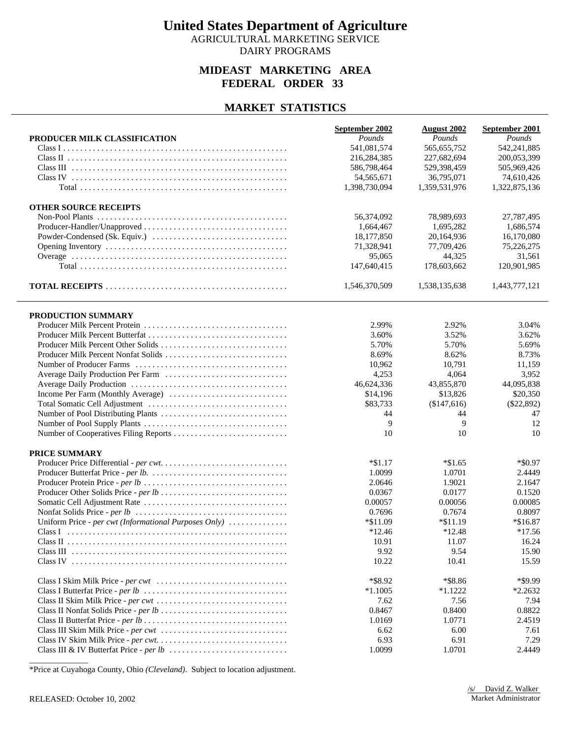# United States Department of Agriculture

AGRICULTURAL MARKETING SERVICE
DAIRY PROGRAMS

## MIDEAST MARKETING AREA
## FEDERAL ORDER 33

## MARKET STATISTICS

| PRODUCER MILK CLASSIFICATION | September 2002 *Pounds* | August 2002 *Pounds* | September 2001 *Pounds* |
|---|---|---|---|
| Class I | 541,081,574 | 565,655,752 | 542,241,885 |
| Class II | 216,284,385 | 227,682,694 | 200,053,399 |
| Class III | 586,798,464 | 529,398,459 | 505,969,426 |
| Class IV | 54,565,671 | 36,795,071 | 74,610,426 |
| Total | 1,398,730,094 | 1,359,531,976 | 1,322,875,136 |
| **OTHER SOURCE RECEIPTS** | | | |
| Non-Pool Plants | 56,374,092 | 78,989,693 | 27,787,495 |
| Producer-Handler/Unapproved | 1,664,467 | 1,695,282 | 1,686,574 |
| Powder-Condensed (Sk. Equiv.) | 18,177,850 | 20,164,936 | 16,170,080 |
| Opening Inventory | 71,328,941 | 77,709,426 | 75,226,275 |
| Overage | 95,065 | 44,325 | 31,561 |
| Total | 147,640,415 | 178,603,662 | 120,901,985 |
| **TOTAL RECEIPTS** | 1,546,370,509 | 1,538,135,638 | 1,443,777,121 |

| PRODUCTION SUMMARY | September 2002 | August 2002 | September 2001 |
|---|---|---|---|
| Producer Milk Percent Protein | 2.99% | 2.92% | 3.04% |
| Producer Milk Percent Butterfat | 3.60% | 3.52% | 3.62% |
| Producer Milk Percent Other Solids | 5.70% | 5.70% | 5.69% |
| Producer Milk Percent Nonfat Solids | 8.69% | 8.62% | 8.73% |
| Number of Producer Farms | 10,962 | 10,791 | 11,159 |
| Average Daily Production Per Farm | 4,253 | 4,064 | 3,952 |
| Average Daily Production | 46,624,336 | 43,855,870 | 44,095,838 |
| Income Per Farm (Monthly Average) | $14,196 | $13,826 | $20,350 |
| Total Somatic Cell Adjustment | $83,733 | ($147,616) | ($22,892) |
| Number of Pool Distributing Plants | 44 | 44 | 47 |
| Number of Pool Supply Plants | 9 | 9 | 12 |
| Number of Cooperatives Filing Reports | 10 | 10 | 10 |
| **PRICE SUMMARY** | | | |
| Producer Price Differential - *per cwt.* | *$1.17 | *$1.65 | *$0.97 |
| Producer Butterfat Price - *per lb.* | 1.0099 | 1.0701 | 2.4449 |
| Producer Protein Price - *per lb* | 2.0646 | 1.9021 | 2.1647 |
| Producer Other Solids Price - *per lb* | 0.0367 | 0.0177 | 0.1520 |
| Somatic Cell Adjustment Rate | 0.00057 | 0.00056 | 0.00085 |
| Nonfat Solids Price - *per lb* | 0.7696 | 0.7674 | 0.8097 |
| Uniform Price - *per cwt (Informational Purposes Only)* | *$11.09 | *$11.19 | *$16.87 |
| Class I | *12.46 | *12.48 | *17.56 |
| Class II | 10.91 | 11.07 | 16.24 |
| Class III | 9.92 | 9.54 | 15.90 |
| Class IV | 10.22 | 10.41 | 15.59 |
| Class I Skim Milk Price - *per cwt* | *$8.92 | *$8.86 | *$9.99 |
| Class I Butterfat Price - *per lb* | *1.1005 | *1.1222 | *2.2632 |
| Class II Skim Milk Price - *per cwt* | 7.62 | 7.56 | 7.94 |
| Class II Nonfat Solids Price - *per lb* | 0.8467 | 0.8400 | 0.8822 |
| Class II Butterfat Price - *per lb* | 1.0169 | 1.0771 | 2.4519 |
| Class III Skim Milk Price - *per cwt* | 6.62 | 6.00 | 7.61 |
| Class IV Skim Milk Price - *per cwt.* | 6.93 | 6.91 | 7.29 |
| Class III & IV Butterfat Price - *per lb* | 1.0099 | 1.0701 | 2.4449 |

*Price at Cuyahoga County, Ohio *(Cleveland)*. Subject to location adjustment.

RELEASED: October 10, 2002

/s/ David Z. Walker
Market Administrator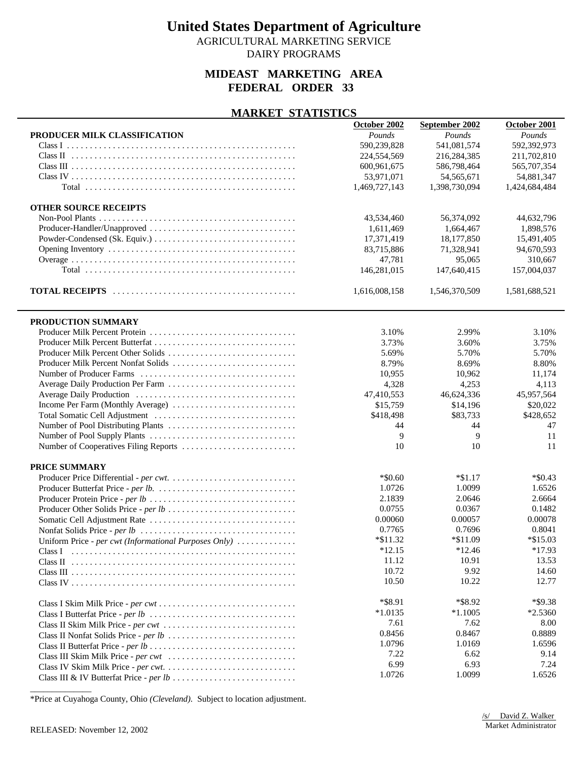# United States Department of Agriculture

AGRICULTURAL MARKETING SERVICE

DAIRY PROGRAMS

## MIDEAST MARKETING AREA
## FEDERAL ORDER 33

### MARKET STATISTICS

| | October 2002 | September 2002 | October 2001 |
|---|---|---|---|
| **PRODUCER MILK CLASSIFICATION** | *Pounds* | *Pounds* | *Pounds* |
| Class I | 590,239,828 | 541,081,574 | 592,392,973 |
| Class II | 224,554,569 | 216,284,385 | 211,702,810 |
| Class III | 600,961,675 | 586,798,464 | 565,707,354 |
| Class IV | 53,971,071 | 54,565,671 | 54,881,347 |
| Total | 1,469,727,143 | 1,398,730,094 | 1,424,684,484 |
| **OTHER SOURCE RECEIPTS** | | | |
| Non-Pool Plants | 43,534,460 | 56,374,092 | 44,632,796 |
| Producer-Handler/Unapproved | 1,611,469 | 1,664,467 | 1,898,576 |
| Powder-Condensed (Sk. Equiv.) | 17,371,419 | 18,177,850 | 15,491,405 |
| Opening Inventory | 83,715,886 | 71,328,941 | 94,670,593 |
| Overage | 47,781 | 95,065 | 310,667 |
| Total | 146,281,015 | 147,640,415 | 157,004,037 |
| **TOTAL RECEIPTS** | 1,616,008,158 | 1,546,370,509 | 1,581,688,521 |

| | October 2002 | September 2002 | October 2001 |
|---|---|---|---|
| **PRODUCTION SUMMARY** | | | |
| Producer Milk Percent Protein | 3.10% | 2.99% | 3.10% |
| Producer Milk Percent Butterfat | 3.73% | 3.60% | 3.75% |
| Producer Milk Percent Other Solids | 5.69% | 5.70% | 5.70% |
| Producer Milk Percent Nonfat Solids | 8.79% | 8.69% | 8.80% |
| Number of Producer Farms | 10,955 | 10,962 | 11,174 |
| Average Daily Production Per Farm | 4,328 | 4,253 | 4,113 |
| Average Daily Production | 47,410,553 | 46,624,336 | 45,957,564 |
| Income Per Farm (Monthly Average) | $15,759 | $14,196 | $20,022 |
| Total Somatic Cell Adjustment | $418,498 | $83,733 | $428,652 |
| Number of Pool Distributing Plants | 44 | 44 | 47 |
| Number of Pool Supply Plants | 9 | 9 | 11 |
| Number of Cooperatives Filing Reports | 10 | 10 | 11 |
| **PRICE SUMMARY** | | | |
| Producer Price Differential - *per cwt.* | *$0.60 | *$1.17 | *$0.43 |
| Producer Butterfat Price - *per lb.* | 1.0726 | 1.0099 | 1.6526 |
| Producer Protein Price - *per lb* | 2.1839 | 2.0646 | 2.6664 |
| Producer Other Solids Price - *per lb* | 0.0755 | 0.0367 | 0.1482 |
| Somatic Cell Adjustment Rate | 0.00060 | 0.00057 | 0.00078 |
| Nonfat Solids Price - *per lb* | 0.7765 | 0.7696 | 0.8041 |
| Uniform Price - *per cwt (Informational Purposes Only)* | *$11.32 | *$11.09 | *$15.03 |
| Class I | *12.15 | *12.46 | *17.93 |
| Class II | 11.12 | 10.91 | 13.53 |
| Class III | 10.72 | 9.92 | 14.60 |
| Class IV | 10.50 | 10.22 | 12.77 |
| Class I Skim Milk Price - *per cwt* | *$8.91 | *$8.92 | *$9.38 |
| Class I Butterfat Price - *per lb* | *1.0135 | *1.1005 | *2.5360 |
| Class II Skim Milk Price - *per cwt* | 7.61 | 7.62 | 8.00 |
| Class II Nonfat Solids Price - *per lb* | 0.8456 | 0.8467 | 0.8889 |
| Class II Butterfat Price - *per lb* | 1.0796 | 1.0169 | 1.6596 |
| Class III Skim Milk Price - *per cwt* | 7.22 | 6.62 | 9.14 |
| Class IV Skim Milk Price - *per cwt.* | 6.99 | 6.93 | 7.24 |
| Class III & IV Butterfat Price - *per lb* | 1.0726 | 1.0099 | 1.6526 |

*Price at Cuyahoga County, Ohio *(Cleveland)*. Subject to location adjustment.

/s/ David Z. Walker
Market Administrator

RELEASED: November 12, 2002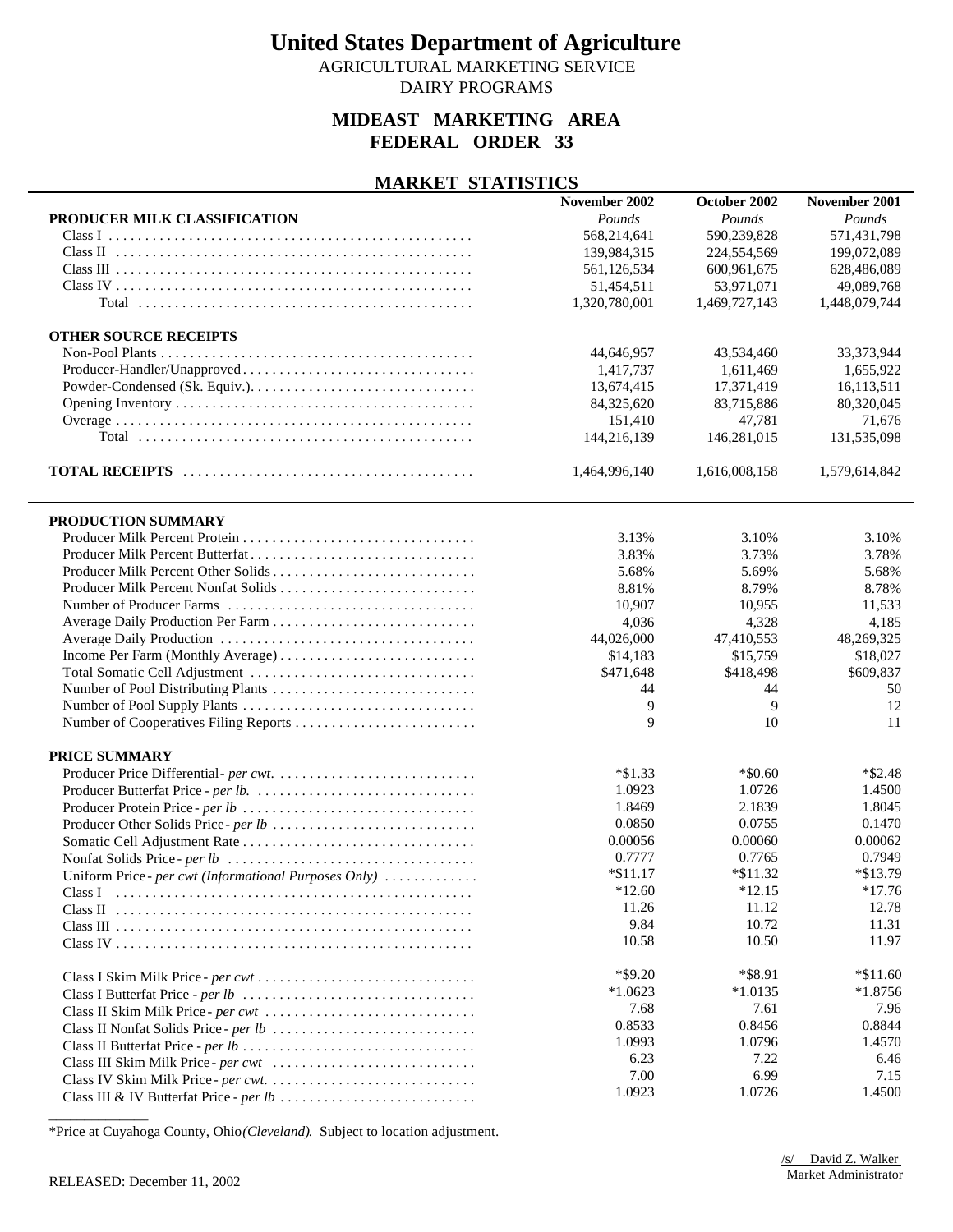# United States Department of Agriculture

AGRICULTURAL MARKETING SERVICE
DAIRY PROGRAMS

## MIDEAST MARKETING AREA
## FEDERAL ORDER 33

### MARKET STATISTICS

| | November 2002 | October 2002 | November 2001 |
|---|---|---|---|
| **PRODUCER MILK CLASSIFICATION** | *Pounds* | *Pounds* | *Pounds* |
| Class I | 568,214,641 | 590,239,828 | 571,431,798 |
| Class II | 139,984,315 | 224,554,569 | 199,072,089 |
| Class III | 561,126,534 | 600,961,675 | 628,486,089 |
| Class IV | 51,454,511 | 53,971,071 | 49,089,768 |
| Total | 1,320,780,001 | 1,469,727,143 | 1,448,079,744 |
| **OTHER SOURCE RECEIPTS** | | | |
| Non-Pool Plants | 44,646,957 | 43,534,460 | 33,373,944 |
| Producer-Handler/Unapproved | 1,417,737 | 1,611,469 | 1,655,922 |
| Powder-Condensed (Sk. Equiv.) | 13,674,415 | 17,371,419 | 16,113,511 |
| Opening Inventory | 84,325,620 | 83,715,886 | 80,320,045 |
| Overage | 151,410 | 47,781 | 71,676 |
| Total | 144,216,139 | 146,281,015 | 131,535,098 |
| **TOTAL RECEIPTS** | 1,464,996,140 | 1,616,008,158 | 1,579,614,842 |

| | November 2002 | October 2002 | November 2001 |
|---|---|---|---|
| **PRODUCTION SUMMARY** | | | |
| Producer Milk Percent Protein | 3.13% | 3.10% | 3.10% |
| Producer Milk Percent Butterfat | 3.83% | 3.73% | 3.78% |
| Producer Milk Percent Other Solids | 5.68% | 5.69% | 5.68% |
| Producer Milk Percent Nonfat Solids | 8.81% | 8.79% | 8.78% |
| Number of Producer Farms | 10,907 | 10,955 | 11,533 |
| Average Daily Production Per Farm | 4,036 | 4,328 | 4,185 |
| Average Daily Production | 44,026,000 | 47,410,553 | 48,269,325 |
| Income Per Farm (Monthly Average) | $14,183 | $15,759 | $18,027 |
| Total Somatic Cell Adjustment | $471,648 | $418,498 | $609,837 |
| Number of Pool Distributing Plants | 44 | 44 | 50 |
| Number of Pool Supply Plants | 9 | 9 | 12 |
| Number of Cooperatives Filing Reports | 9 | 10 | 11 |
| **PRICE SUMMARY** | | | |
| Producer Price Differential - *per cwt.* | *$1.33 | *$0.60 | *$2.48 |
| Producer Butterfat Price - *per lb.* | 1.0923 | 1.0726 | 1.4500 |
| Producer Protein Price - *per lb* | 1.8469 | 2.1839 | 1.8045 |
| Producer Other Solids Price - *per lb* | 0.0850 | 0.0755 | 0.1470 |
| Somatic Cell Adjustment Rate | 0.00056 | 0.00060 | 0.00062 |
| Nonfat Solids Price - *per lb* | 0.7777 | 0.7765 | 0.7949 |
| Uniform Price - *per cwt (Informational Purposes Only)* | *$11.17 | *$11.32 | *$13.79 |
| Class I | *12.60 | *12.15 | *17.76 |
| Class II | 11.26 | 11.12 | 12.78 |
| Class III | 9.84 | 10.72 | 11.31 |
| Class IV | 10.58 | 10.50 | 11.97 |
| Class I Skim Milk Price - *per cwt* | *$9.20 | *$8.91 | *$11.60 |
| Class I Butterfat Price - *per lb* | *1.0623 | *1.0135 | *1.8756 |
| Class II Skim Milk Price - *per cwt* | 7.68 | 7.61 | 7.96 |
| Class II Nonfat Solids Price - *per lb* | 0.8533 | 0.8456 | 0.8844 |
| Class II Butterfat Price - *per lb* | 1.0993 | 1.0796 | 1.4570 |
| Class III Skim Milk Price - *per cwt* | 6.23 | 7.22 | 6.46 |
| Class IV Skim Milk Price - *per cwt.* | 7.00 | 6.99 | 7.15 |
| Class III & IV Butterfat Price - *per lb* | 1.0923 | 1.0726 | 1.4500 |

*Price at Cuyahoga County, Ohio *(Cleveland)*. Subject to location adjustment.

RELEASED: December 11, 2002

/s/ David Z. Walker
Market Administrator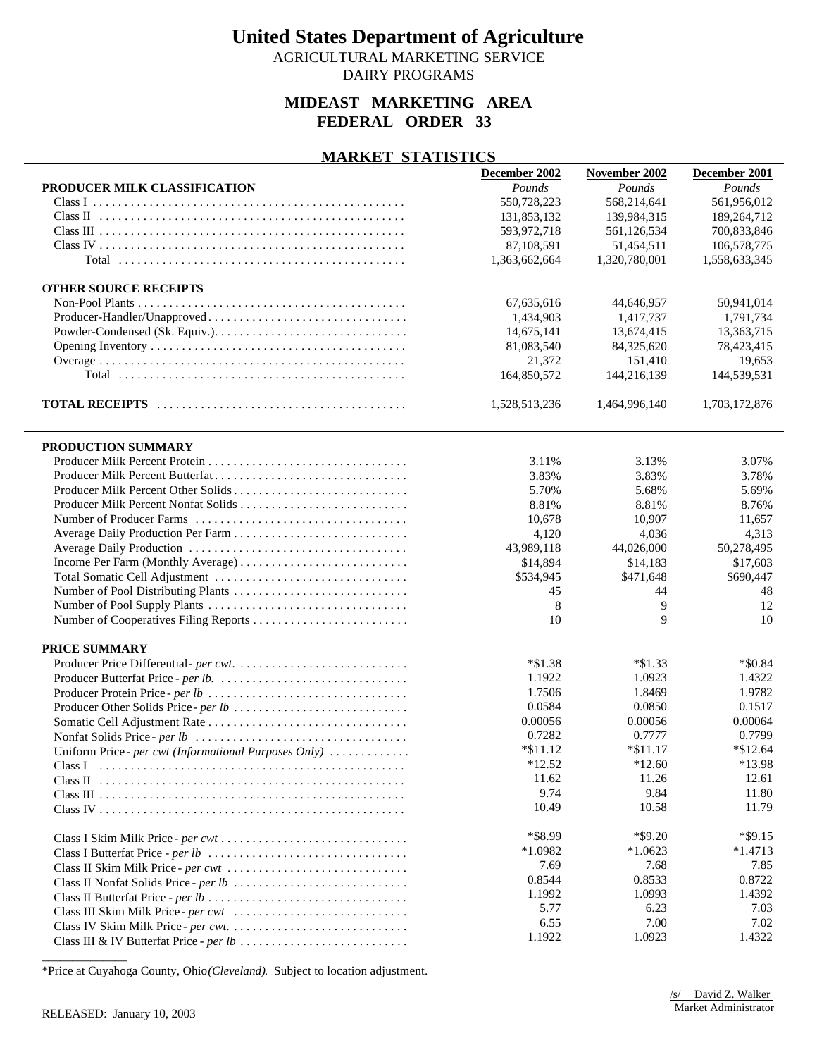# United States Department of Agriculture

AGRICULTURAL MARKETING SERVICE
DAIRY PROGRAMS

## MIDEAST MARKETING AREA
## FEDERAL ORDER 33

### MARKET STATISTICS

| | December 2002 | November 2002 | December 2001 |
|---|---|---|---|
| **PRODUCER MILK CLASSIFICATION** | *Pounds* | *Pounds* | *Pounds* |
| Class I | 550,728,223 | 568,214,641 | 561,956,012 |
| Class II | 131,853,132 | 139,984,315 | 189,264,712 |
| Class III | 593,972,718 | 561,126,534 | 700,833,846 |
| Class IV | 87,108,591 | 51,454,511 | 106,578,775 |
| Total | 1,363,662,664 | 1,320,780,001 | 1,558,633,345 |
| **OTHER SOURCE RECEIPTS** | | | |
| Non-Pool Plants | 67,635,616 | 44,646,957 | 50,941,014 |
| Producer-Handler/Unapproved | 1,434,903 | 1,417,737 | 1,791,734 |
| Powder-Condensed (Sk. Equiv.) | 14,675,141 | 13,674,415 | 13,363,715 |
| Opening Inventory | 81,083,540 | 84,325,620 | 78,423,415 |
| Overage | 21,372 | 151,410 | 19,653 |
| Total | 164,850,572 | 144,216,139 | 144,539,531 |
| **TOTAL RECEIPTS** | 1,528,513,236 | 1,464,996,140 | 1,703,172,876 |

| | December 2002 | November 2002 | December 2001 |
|---|---|---|---|
| **PRODUCTION SUMMARY** | | | |
| Producer Milk Percent Protein | 3.11% | 3.13% | 3.07% |
| Producer Milk Percent Butterfat | 3.83% | 3.83% | 3.78% |
| Producer Milk Percent Other Solids | 5.70% | 5.68% | 5.69% |
| Producer Milk Percent Nonfat Solids | 8.81% | 8.81% | 8.76% |
| Number of Producer Farms | 10,678 | 10,907 | 11,657 |
| Average Daily Production Per Farm | 4,120 | 4,036 | 4,313 |
| Average Daily Production | 43,989,118 | 44,026,000 | 50,278,495 |
| Income Per Farm (Monthly Average) | $14,894 | $14,183 | $17,603 |
| Total Somatic Cell Adjustment | $534,945 | $471,648 | $690,447 |
| Number of Pool Distributing Plants | 45 | 44 | 48 |
| Number of Pool Supply Plants | 8 | 9 | 12 |
| Number of Cooperatives Filing Reports | 10 | 9 | 10 |
| **PRICE SUMMARY** | | | |
| Producer Price Differential - *per cwt.* | *$1.38 | *$1.33 | *$0.84 |
| Producer Butterfat Price - *per lb.* | 1.1922 | 1.0923 | 1.4322 |
| Producer Protein Price - *per lb* | 1.7506 | 1.8469 | 1.9782 |
| Producer Other Solids Price - *per lb* | 0.0584 | 0.0850 | 0.1517 |
| Somatic Cell Adjustment Rate | 0.00056 | 0.00056 | 0.00064 |
| Nonfat Solids Price - *per lb* | 0.7282 | 0.7777 | 0.7799 |
| Uniform Price - *per cwt (Informational Purposes Only)* | *$11.12 | *$11.17 | *$12.64 |
| Class I | *12.52 | *12.60 | *13.98 |
| Class II | 11.62 | 11.26 | 12.61 |
| Class III | 9.74 | 9.84 | 11.80 |
| Class IV | 10.49 | 10.58 | 11.79 |
| Class I Skim Milk Price - *per cwt* | *$8.99 | *$9.20 | *$9.15 |
| Class I Butterfat Price - *per lb* | *1.0982 | *1.0623 | *1.4713 |
| Class II Skim Milk Price - *per cwt* | 7.69 | 7.68 | 7.85 |
| Class II Nonfat Solids Price - *per lb* | 0.8544 | 0.8533 | 0.8722 |
| Class II Butterfat Price - *per lb* | 1.1992 | 1.0993 | 1.4392 |
| Class III Skim Milk Price - *per cwt* | 5.77 | 6.23 | 7.03 |
| Class IV Skim Milk Price - *per cwt.* | 6.55 | 7.00 | 7.02 |
| Class III & IV Butterfat Price - *per lb* | 1.1922 | 1.0923 | 1.4322 |

*Price at Cuyahoga County, Ohio *(Cleveland)*. Subject to location adjustment.

RELEASED: January 10, 2003

/s/ David Z. Walker
Market Administrator